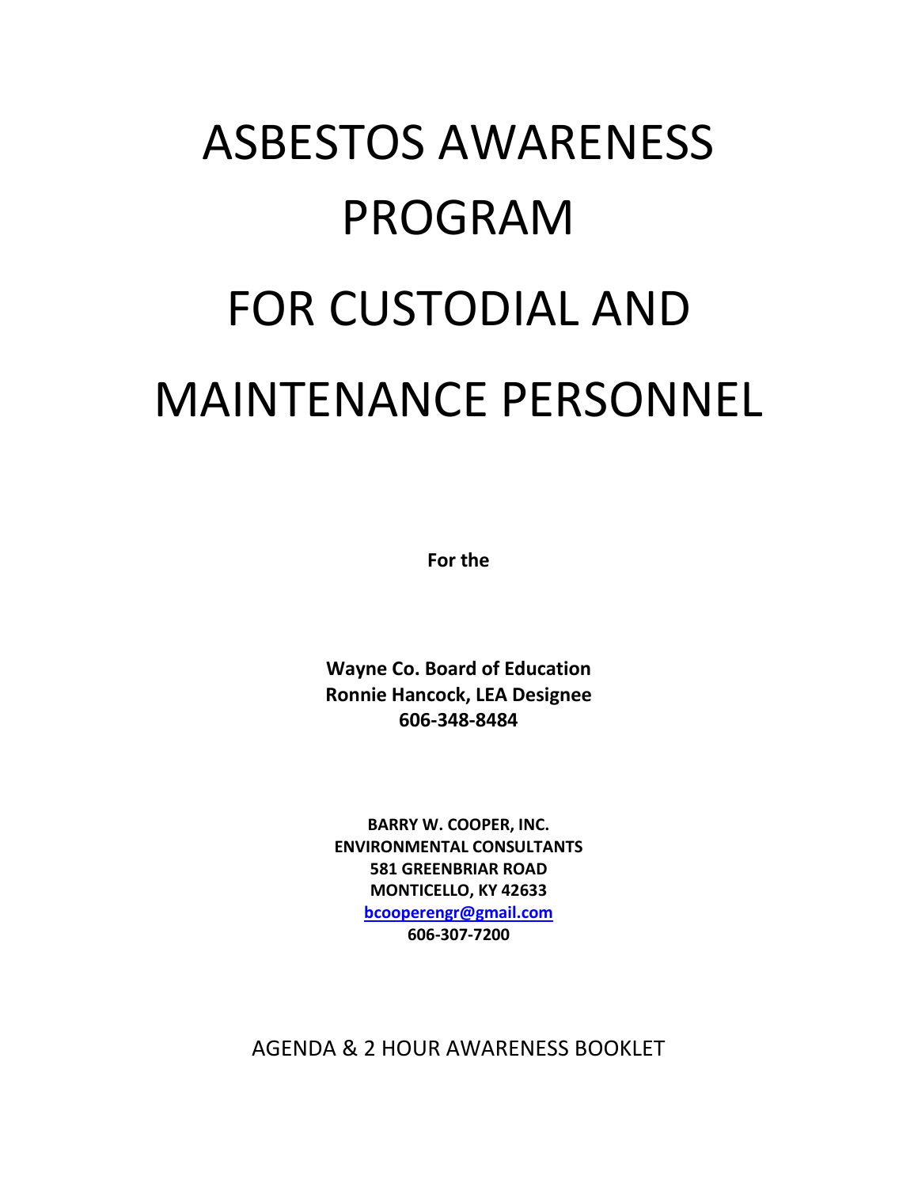# ASBESTOS AWARENESS PROGRAM

# FOR CUSTODIAL AND MAINTENANCE PERSONNEL

**For the**

**Wayne Co. Board of Education**
**Ronnie Hancock, LEA Designee**
**606-348-8484**

**BARRY W. COOPER, INC.**
**ENVIRONMENTAL CONSULTANTS**
**581 GREENBRIAR ROAD**
**MONTICELLO, KY 42633**
**bcooperengr@gmail.com**
**606-307-7200**

AGENDA & 2 HOUR AWARENESS BOOKLET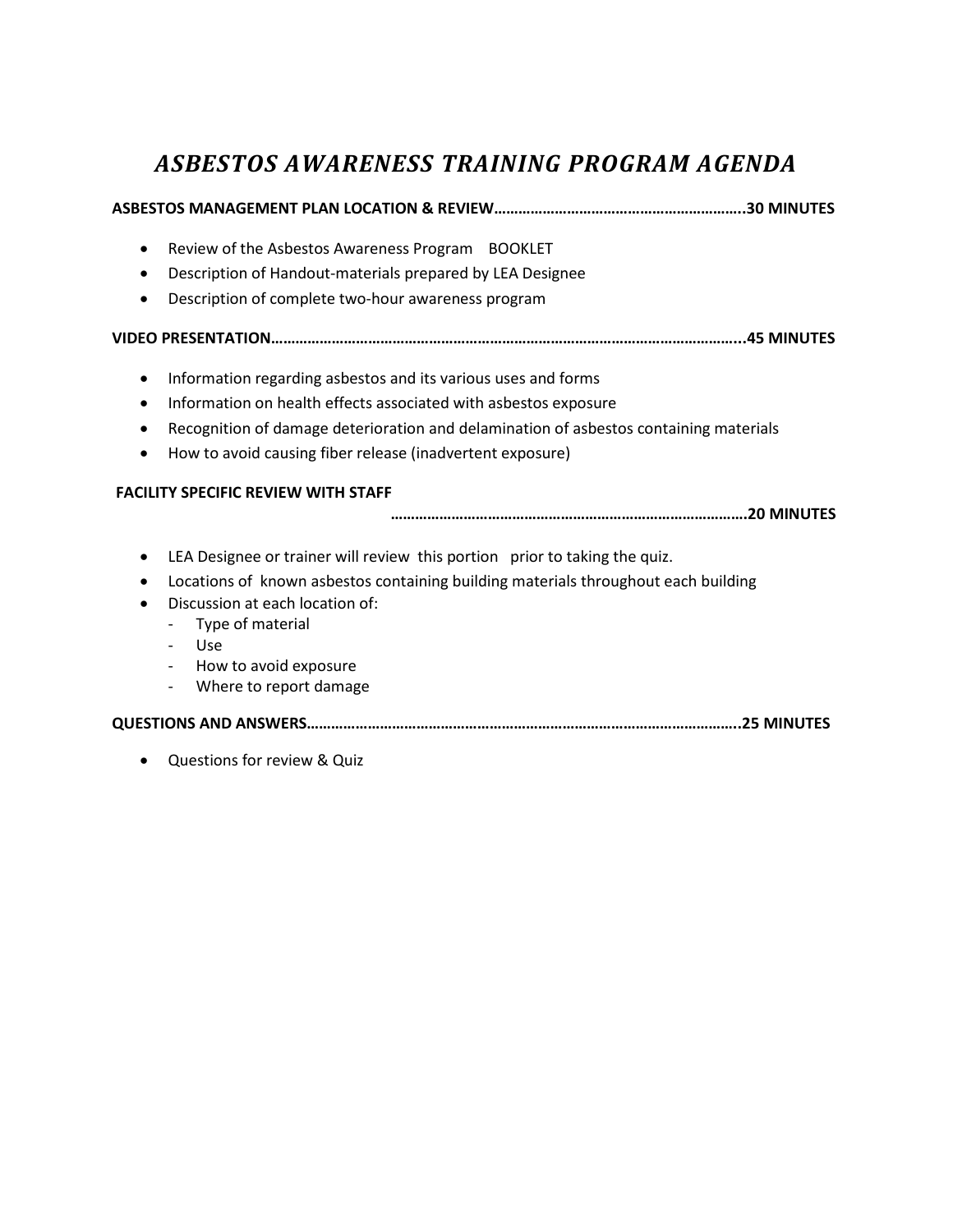# *ASBESTOS AWARENESS TRAINING PROGRAM AGENDA*

**ASBESTOS MANAGEMENT PLAN LOCATION & REVIEW……………………………………………………..30 MINUTES**

- Review of the Asbestos Awareness Program BOOKLET
- Description of Handout-materials prepared by LEA Designee
- Description of complete two-hour awareness program

**VIDEO PRESENTATION……………………………………………………………………………………………………...45 MINUTES**

- Information regarding asbestos and its various uses and forms
- Information on health effects associated with asbestos exposure
- Recognition of damage deterioration and delamination of asbestos containing materials
- How to avoid causing fiber release (inadvertent exposure)

**FACILITY SPECIFIC REVIEW WITH STAFF ……………………………………………………………………………..20 MINUTES**

- LEA Designee or trainer will review this portion prior to taking the quiz.
- Locations of known asbestos containing building materials throughout each building
- Discussion at each location of:
  - Type of material
  - Use
  - How to avoid exposure
  - Where to report damage

**QUESTIONS AND ANSWERS…………………………………………………………………………………………..25 MINUTES**

- Questions for review & Quiz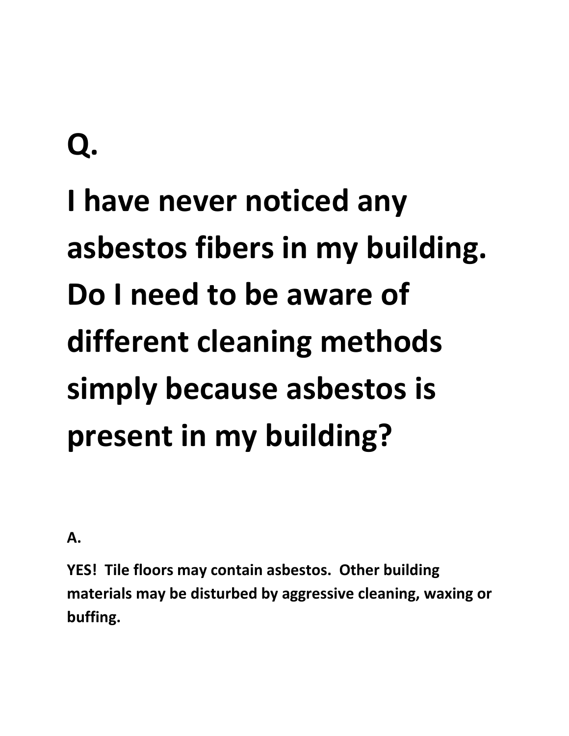# Q.

# I have never noticed any asbestos fibers in my building. Do I need to be aware of different cleaning methods simply because asbestos is present in my building?

**A.**

**YES! Tile floors may contain asbestos. Other building materials may be disturbed by aggressive cleaning, waxing or buffing.**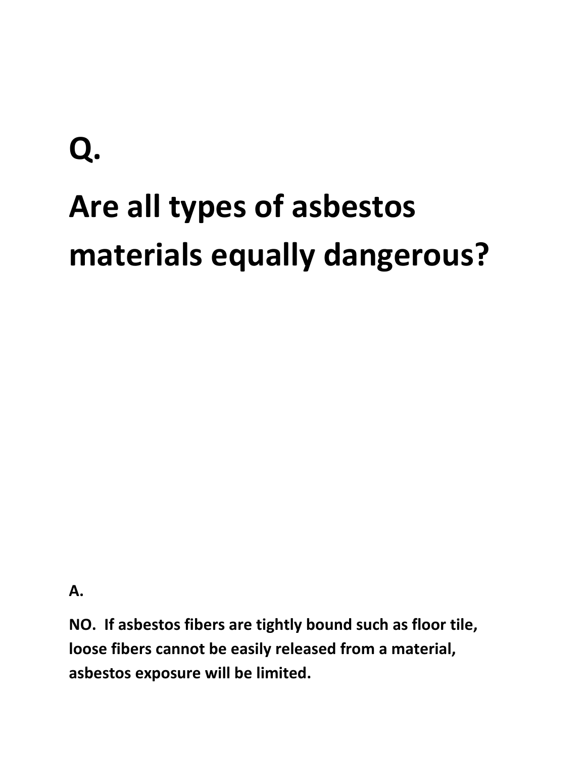# Q.

# Are all types of asbestos materials equally dangerous?

**A.**

**NO. If asbestos fibers are tightly bound such as floor tile, loose fibers cannot be easily released from a material, asbestos exposure will be limited.**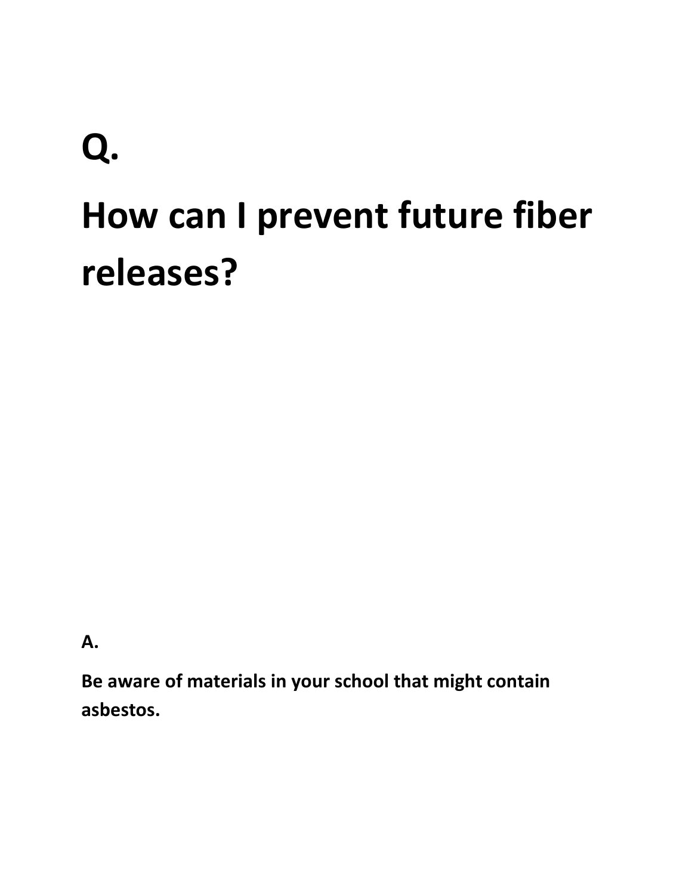# Q.

# How can I prevent future fiber releases?

**A.**

**Be aware of materials in your school that might contain asbestos.**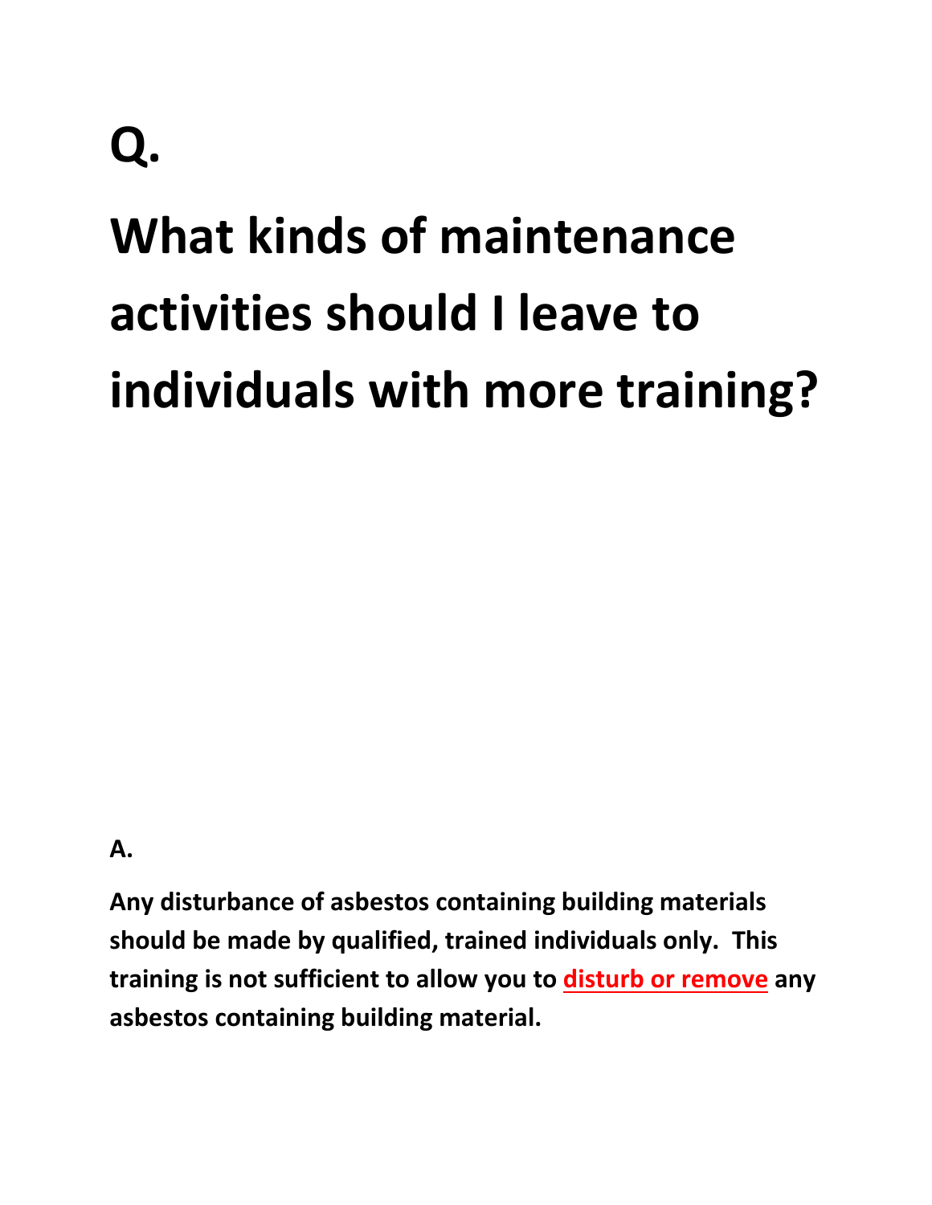# Q.

# What kinds of maintenance activities should I leave to individuals with more training?

**A.**

**Any disturbance of asbestos containing building materials should be made by qualified, trained individuals only. This training is not sufficient to allow you to <u>disturb or remove</u> any asbestos containing building material.**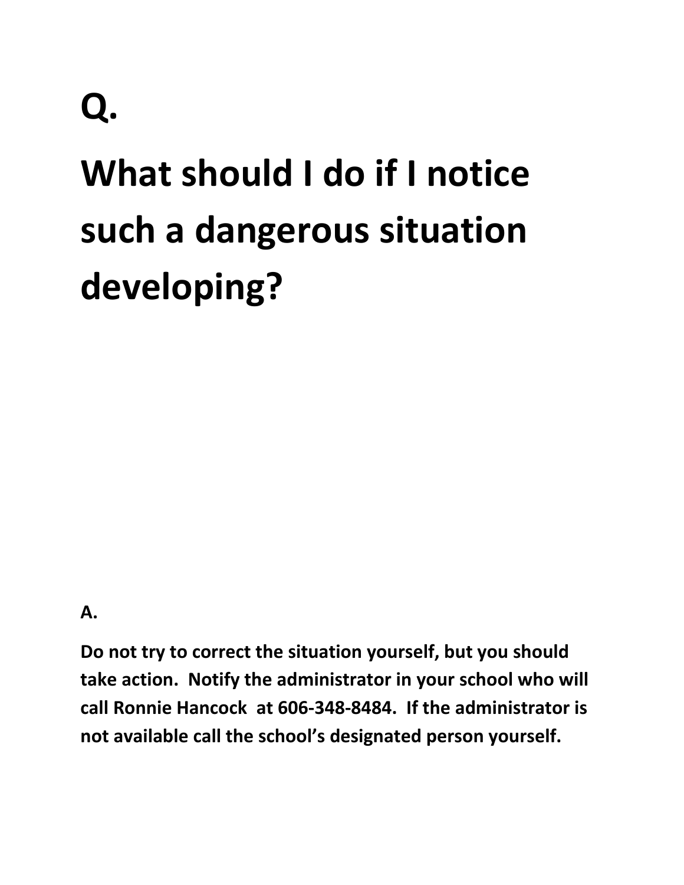# Q.

# What should I do if I notice such a dangerous situation developing?

**A.**

**Do not try to correct the situation yourself, but you should take action. Notify the administrator in your school who will call Ronnie Hancock at 606-348-8484. If the administrator is not available call the school's designated person yourself.**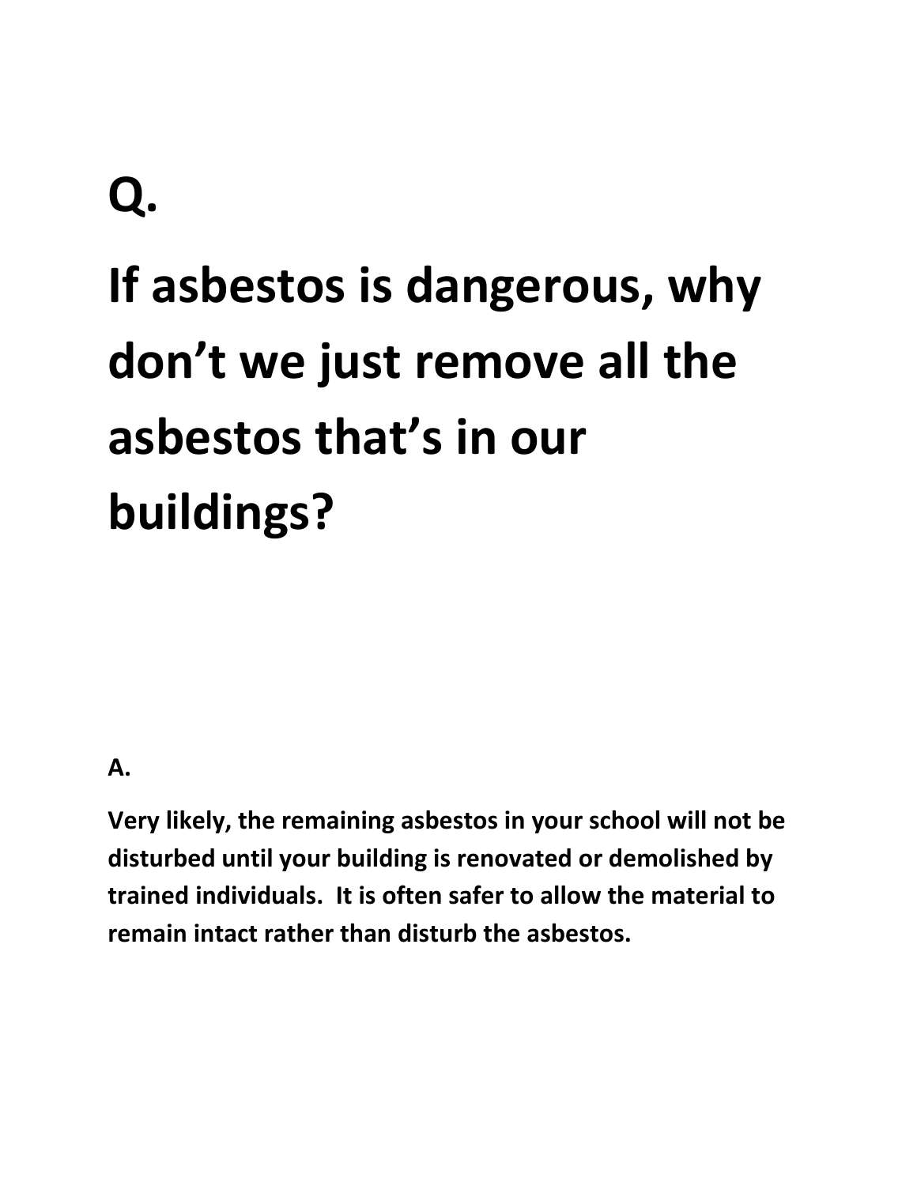# Q.

# If asbestos is dangerous, why don't we just remove all the asbestos that's in our buildings?

**A.**

**Very likely, the remaining asbestos in your school will not be disturbed until your building is renovated or demolished by trained individuals. It is often safer to allow the material to remain intact rather than disturb the asbestos.**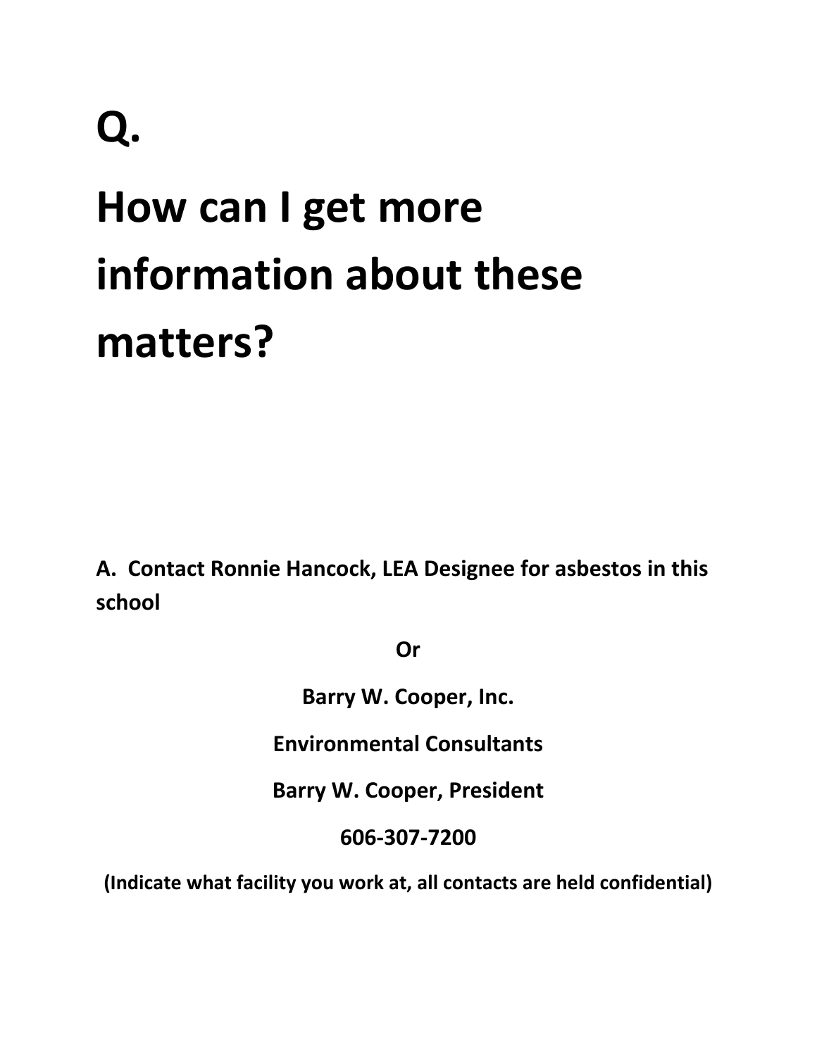# Q.

# How can I get more information about these matters?

**A. Contact Ronnie Hancock, LEA Designee for asbestos in this school**

**Or**

**Barry W. Cooper, Inc.**

**Environmental Consultants**

**Barry W. Cooper, President**

**606-307-7200**

**(Indicate what facility you work at, all contacts are held confidential)**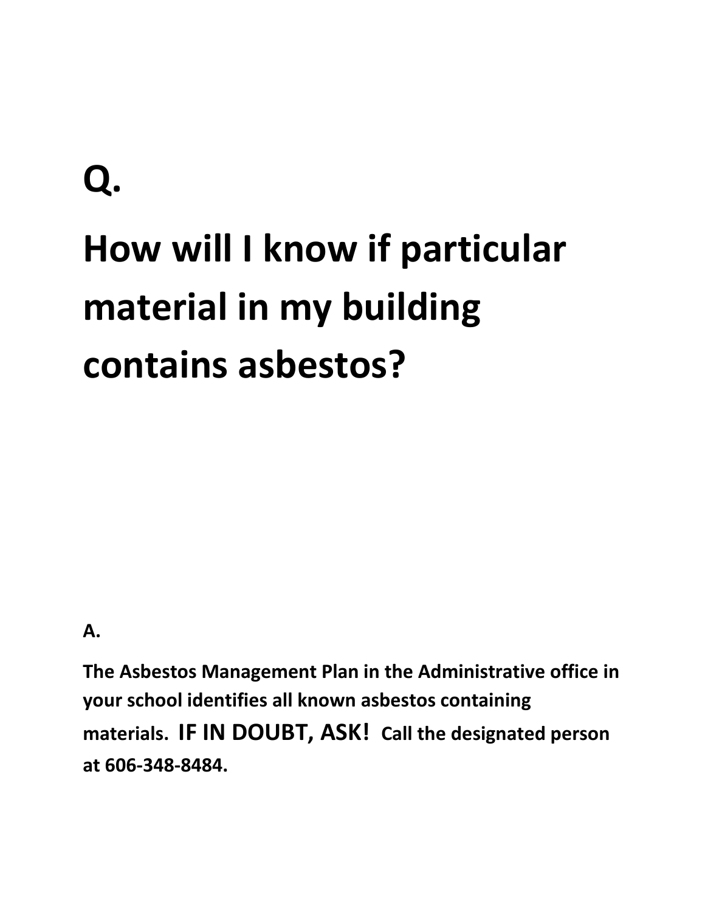# Q.

# How will I know if particular material in my building contains asbestos?

**A.**

**The Asbestos Management Plan in the Administrative office in your school identifies all known asbestos containing materials. IF IN DOUBT, ASK! Call the designated person at 606-348-8484.**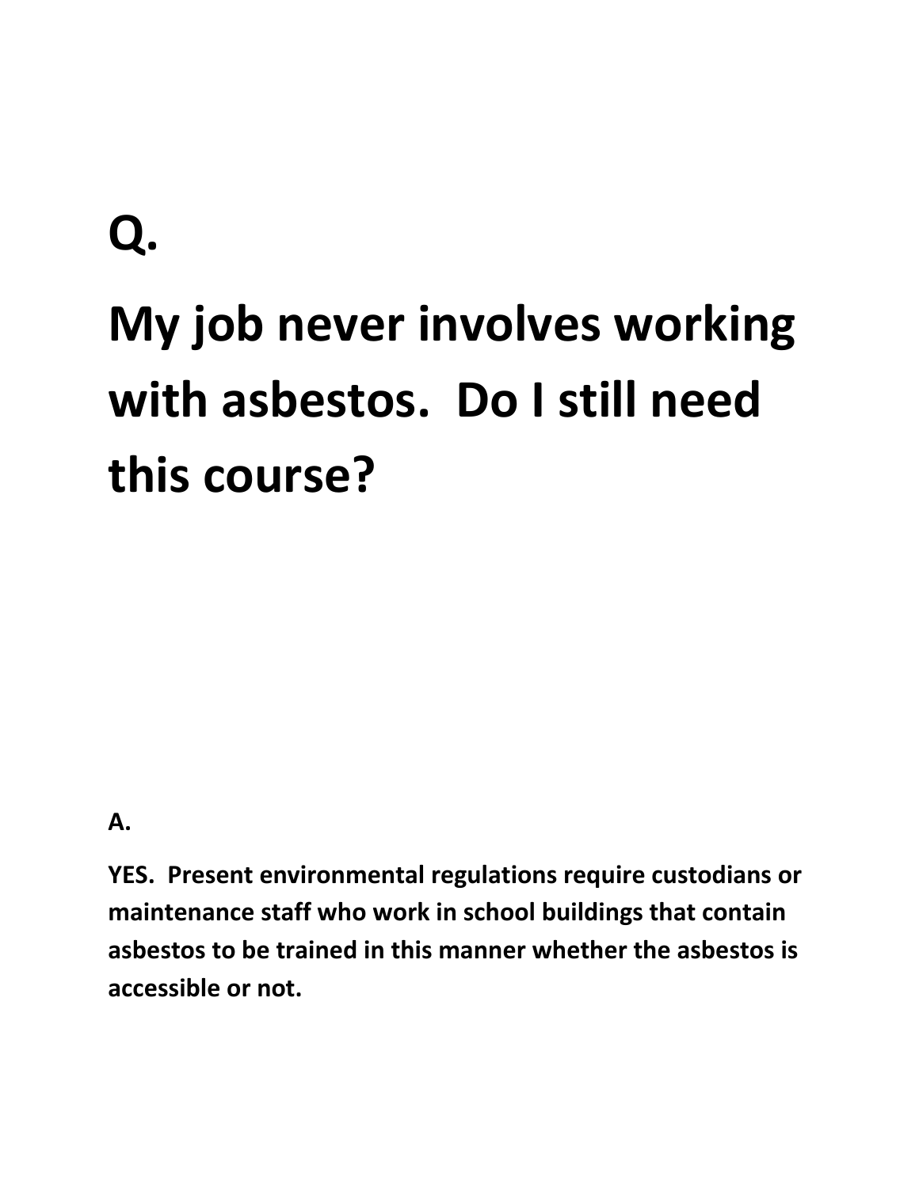# Q.

# My job never involves working with asbestos. Do I still need this course?

**A.**

**YES. Present environmental regulations require custodians or maintenance staff who work in school buildings that contain asbestos to be trained in this manner whether the asbestos is accessible or not.**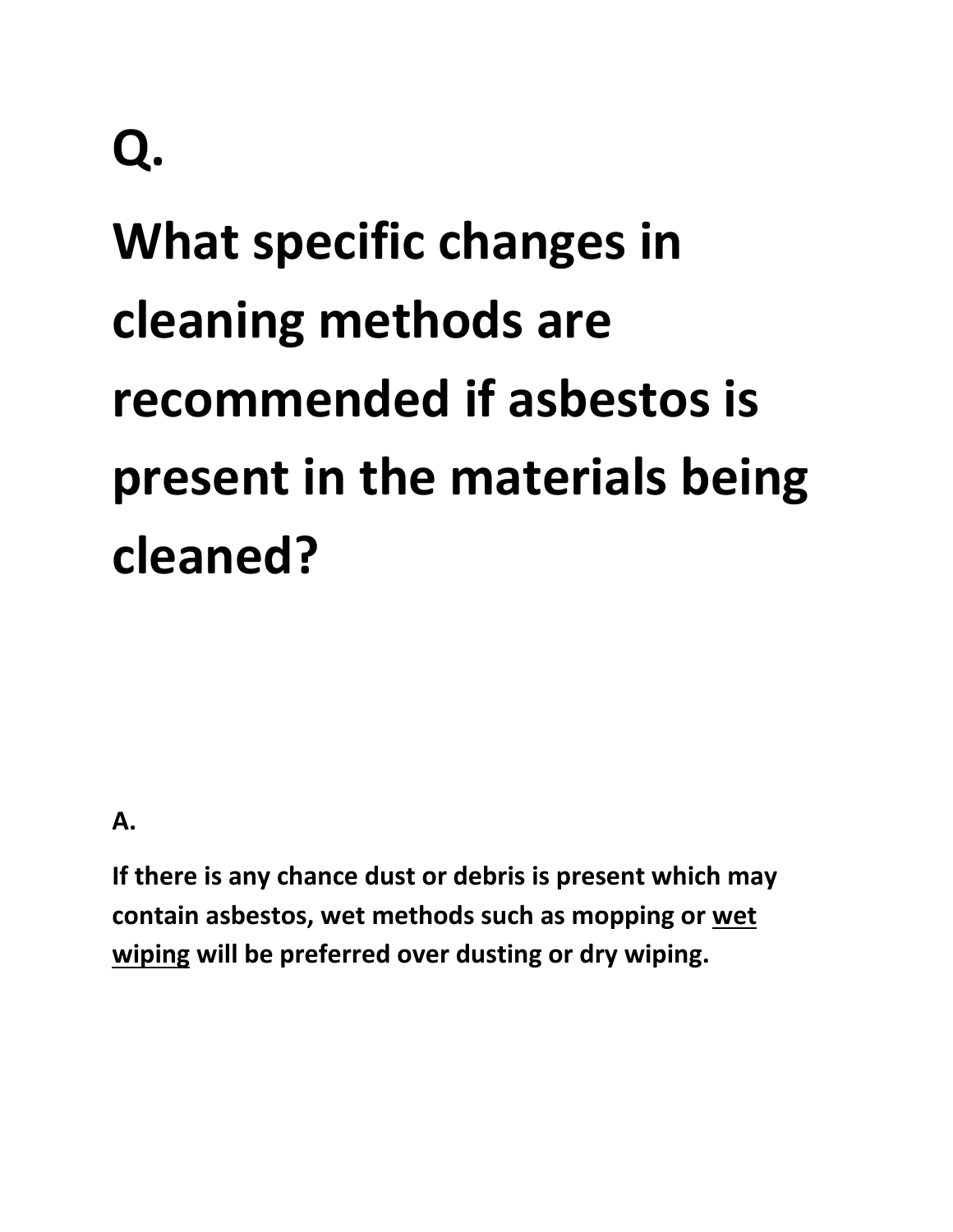# Q.

# What specific changes in cleaning methods are recommended if asbestos is present in the materials being cleaned?

**A.**

**If there is any chance dust or debris is present which may contain asbestos, wet methods such as mopping or wet wiping will be preferred over dusting or dry wiping.**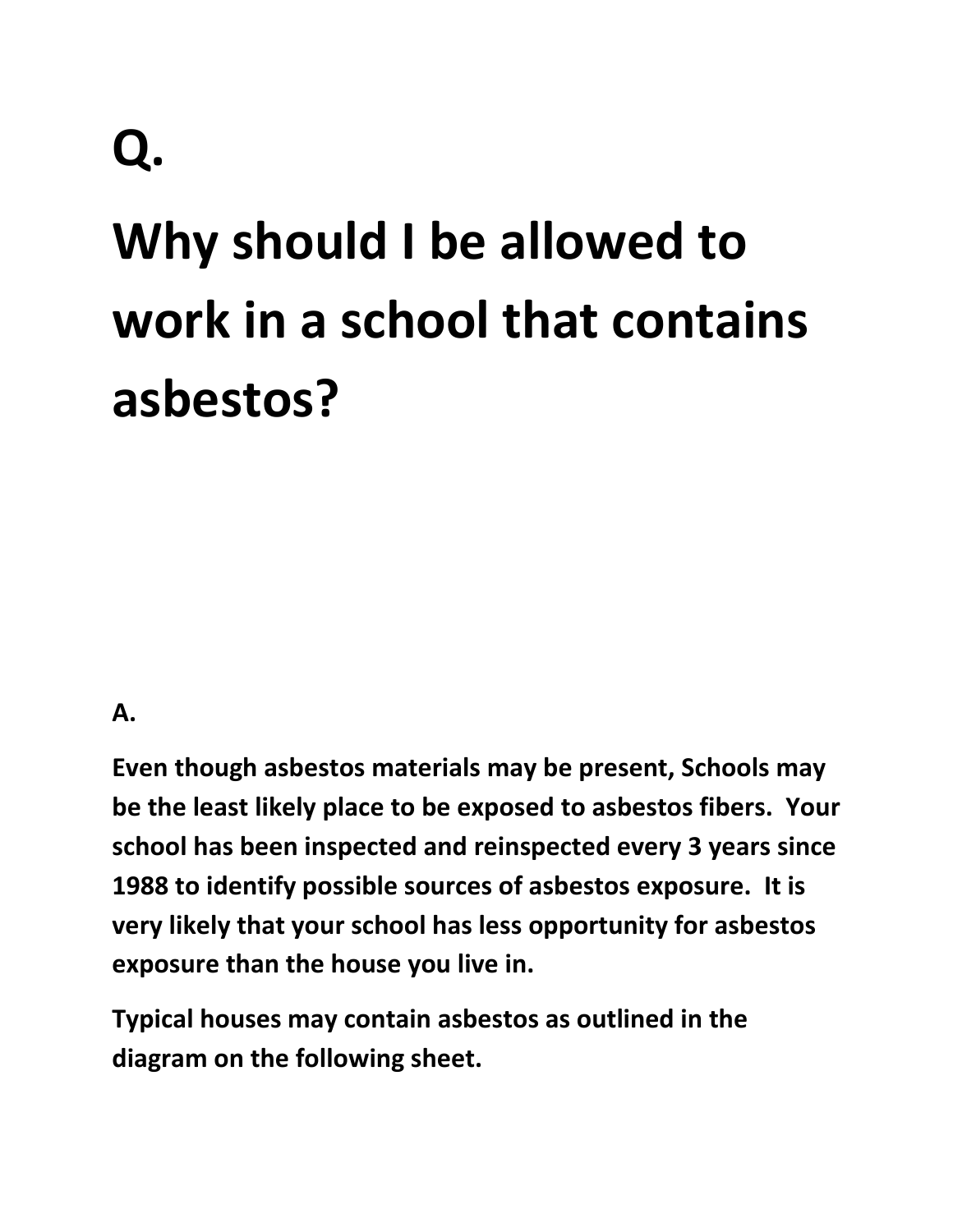# Q.

# Why should I be allowed to work in a school that contains asbestos?

**A.**

**Even though asbestos materials may be present, Schools may be the least likely place to be exposed to asbestos fibers. Your school has been inspected and reinspected every 3 years since 1988 to identify possible sources of asbestos exposure. It is very likely that your school has less opportunity for asbestos exposure than the house you live in.**

**Typical houses may contain asbestos as outlined in the diagram on the following sheet.**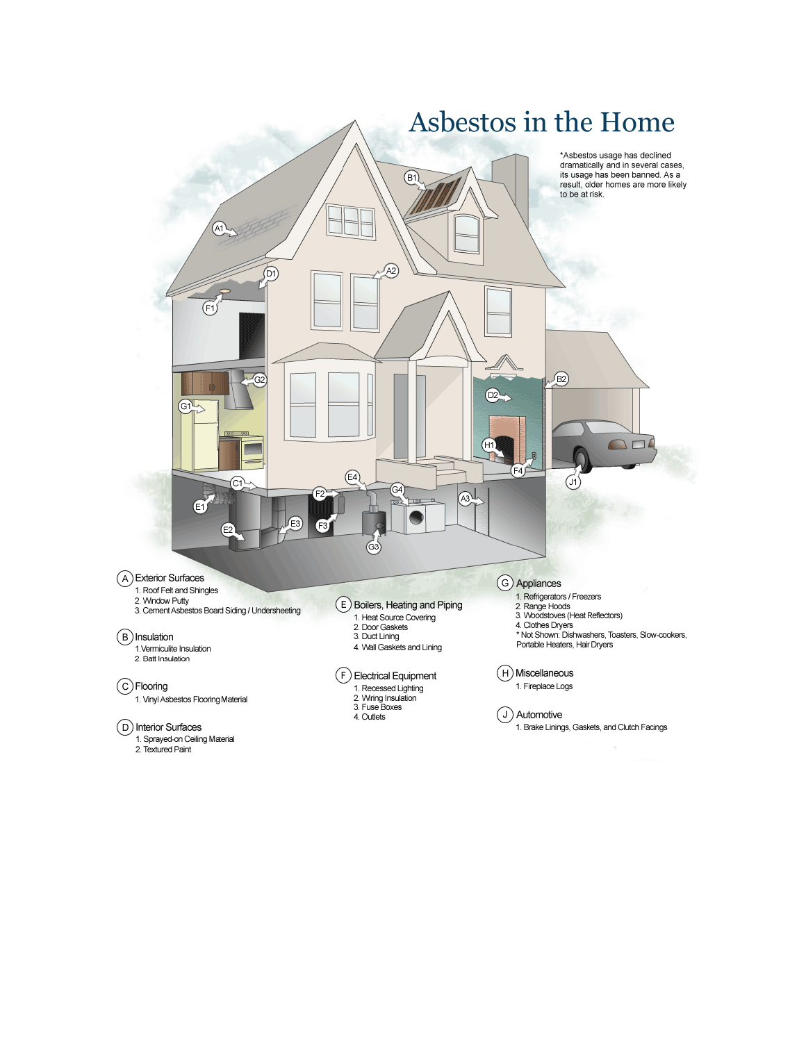# Asbestos in the Home

*Asbestos usage has declined dramatically and in several cases, its usage has been banned. As a result, older homes are more likely to be at risk.

A1 A2 A3 B1 B2 C1 D1 D2 E1 E2 E3 E4 F1 F2 F3 F4 G1 G2 G3 G4 H1 J1

Ⓐ Exterior Surfaces
1. Roof Felt and Shingles
2. Window Putty
3. Cement Asbestos Board Siding / Undersheeting

Ⓑ Insulation
1. Vermiculite Insulation
2. Batt Insulation

Ⓒ Flooring
1. Vinyl Asbestos Flooring Material

Ⓓ Interior Surfaces
1. Sprayed-on Ceiling Material
2. Textured Paint

Ⓔ Boilers, Heating and Piping
1. Heat Source Covering
2. Door Gaskets
3. Duct Lining
4. Wall Gaskets and Lining

Ⓕ Electrical Equipment
1. Recessed Lighting
2. Wiring Insulation
3. Fuse Boxes
4. Outlets

Ⓖ Appliances
1. Refrigerators / Freezers
2. Range Hoods
3. Woodstoves (Heat Reflectors)
4. Clothes Dryers
* Not Shown: Dishwashers, Toasters, Slow-cookers, Portable Heaters, Hair Dryers

Ⓗ Miscellaneous
1. Fireplace Logs

Ⓙ Automotive
1. Brake Linings, Gaskets, and Clutch Facings